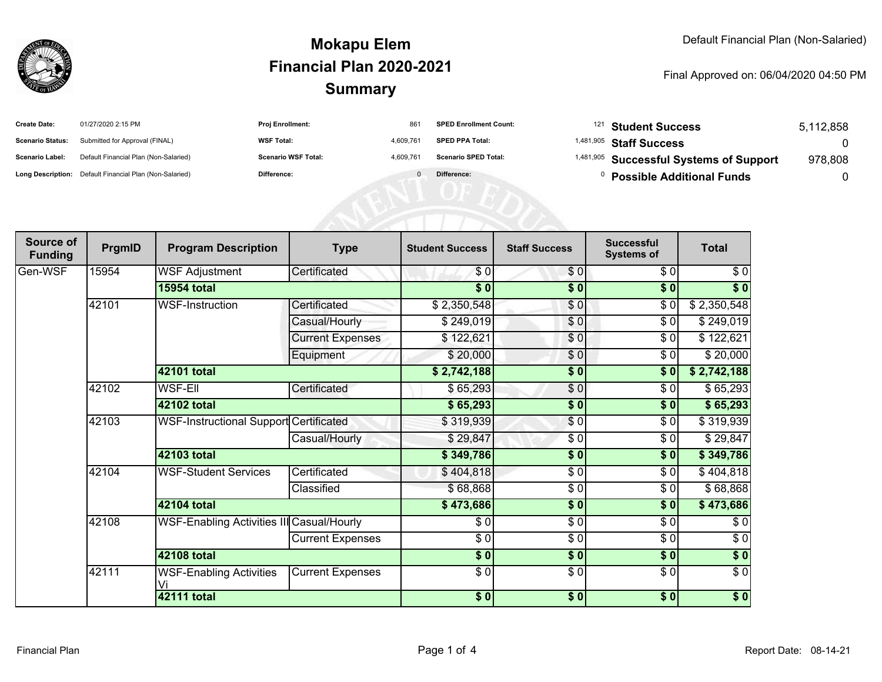# Mokapu Elem
# Financial Plan 2020-2021
# Summary

Default Financial Plan (Non-Salaried)

Final Approved on: 06/04/2020 04:50 PM

| | | | | | | |
|---|---|---|---|---|---|---|
| **Create Date:** | 01/27/2020 2:15 PM | **Proj Enrollment:** | 861 | **SPED Enrollment Count:** | 121 | |
| **Scenario Status:** | Submitted for Approval (FINAL) | **WSF Total:** | 4,609,761 | **SPED PPA Total:** | 1,481,905 | |
| **Scenario Label:** | Default Financial Plan (Non-Salaried) | **Scenario WSF Total:** | 4,609,761 | **Scenario SPED Total:** | 1,481,905 | |
| **Long Description:** | Default Financial Plan (Non-Salaried) | **Difference:** | 0 | **Difference:** | 0 | |

| | |
|---|---|
| **Student Success** | 5,112,858 |
| **Staff Success** | 0 |
| **Successful Systems of Support** | 978,808 |
| **Possible Additional Funds** | 0 |

| Source of Funding | PrgmID | Program Description | Type | Student Success | Staff Success | Successful Systems of | Total |
|---|---|---|---|---|---|---|---|
| Gen-WSF | 15954 | WSF Adjustment | Certificated | $ 0 | $ 0 | $ 0 | $ 0 |
| | | **15954 total** | | **$ 0** | **$ 0** | **$ 0** | **$ 0** |
| | 42101 | WSF-Instruction | Certificated | $ 2,350,548 | $ 0 | $ 0 | $ 2,350,548 |
| | | | Casual/Hourly | $ 249,019 | $ 0 | $ 0 | $ 249,019 |
| | | | Current Expenses | $ 122,621 | $ 0 | $ 0 | $ 122,621 |
| | | | Equipment | $ 20,000 | $ 0 | $ 0 | $ 20,000 |
| | | **42101 total** | | **$ 2,742,188** | **$ 0** | **$ 0** | **$ 2,742,188** |
| | 42102 | WSF-Ell | Certificated | $ 65,293 | $ 0 | $ 0 | $ 65,293 |
| | | **42102 total** | | **$ 65,293** | **$ 0** | **$ 0** | **$ 65,293** |
| | 42103 | WSF-Instructional Support | Certificated | $ 319,939 | $ 0 | $ 0 | $ 319,939 |
| | | | Casual/Hourly | $ 29,847 | $ 0 | $ 0 | $ 29,847 |
| | | **42103 total** | | **$ 349,786** | **$ 0** | **$ 0** | **$ 349,786** |
| | 42104 | WSF-Student Services | Certificated | $ 404,818 | $ 0 | $ 0 | $ 404,818 |
| | | | Classified | $ 68,868 | $ 0 | $ 0 | $ 68,868 |
| | | **42104 total** | | **$ 473,686** | **$ 0** | **$ 0** | **$ 473,686** |
| | 42108 | WSF-Enabling Activities III | Casual/Hourly | $ 0 | $ 0 | $ 0 | $ 0 |
| | | | Current Expenses | $ 0 | $ 0 | $ 0 | $ 0 |
| | | **42108 total** | | **$ 0** | **$ 0** | **$ 0** | **$ 0** |
| | 42111 | WSF-Enabling Activities Vi | Current Expenses | $ 0 | $ 0 | $ 0 | $ 0 |
| | | **42111 total** | | **$ 0** | **$ 0** | **$ 0** | **$ 0** |

Financial Plan

Report Date: 08-14-21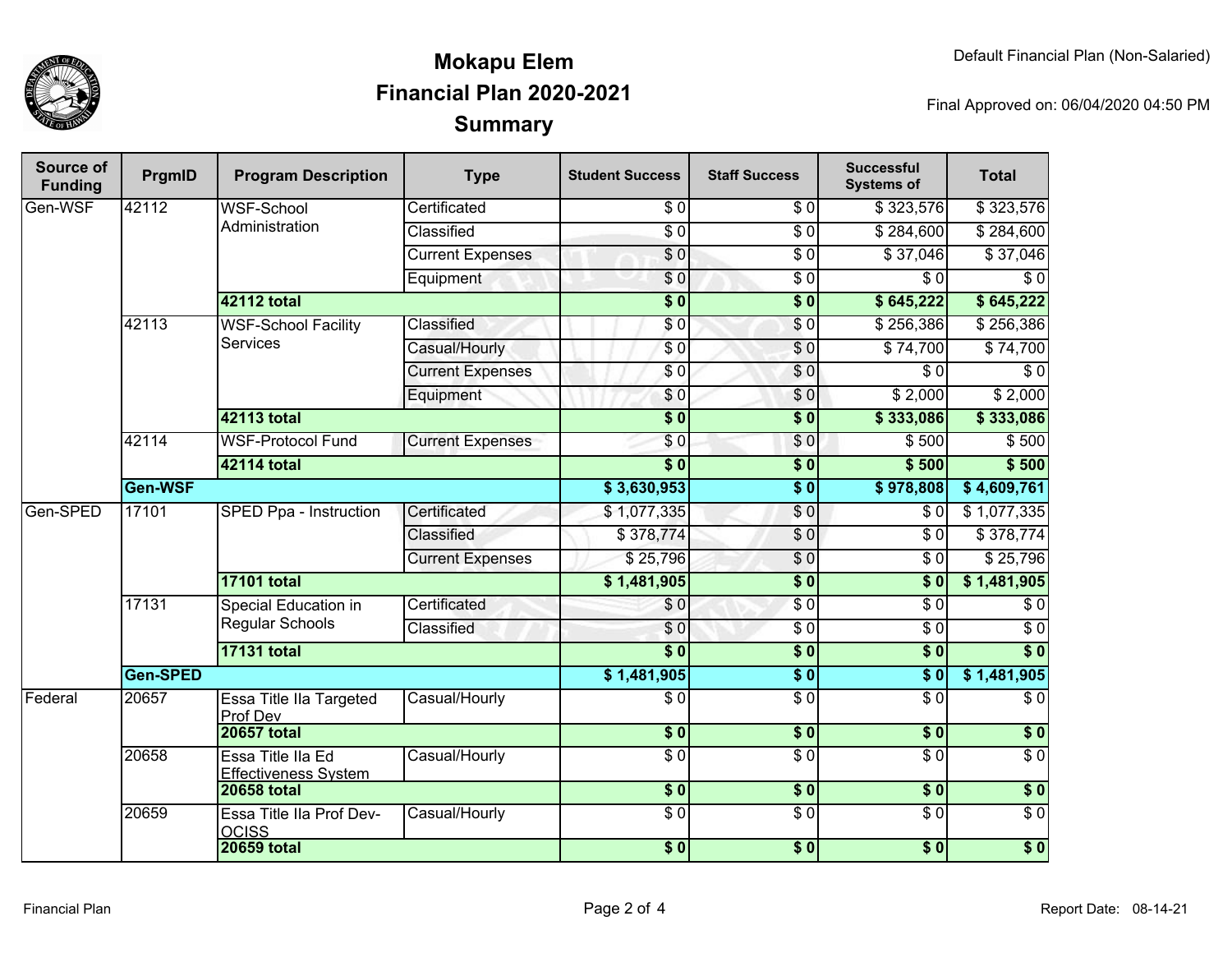# Mokapu Elem
# Financial Plan 2020-2021
# Summary

Default Financial Plan (Non-Salaried)

Final Approved on: 06/04/2020 04:50 PM

| Source of Funding | PrgmID | Program Description | Type | Student Success | Staff Success | Successful Systems of | Total |
|---|---|---|---|---|---|---|---|
| Gen-WSF | 42112 | WSF-School Administration | Certificated | $ 0 | $ 0 | $ 323,576 | $ 323,576 |
| | | | Classified | $ 0 | $ 0 | $ 284,600 | $ 284,600 |
| | | | Current Expenses | $ 0 | $ 0 | $ 37,046 | $ 37,046 |
| | | | Equipment | $ 0 | $ 0 | $ 0 | $ 0 |
| | | **42112 total** | | **$ 0** | **$ 0** | **$ 645,222** | **$ 645,222** |
| | 42113 | WSF-School Facility Services | Classified | $ 0 | $ 0 | $ 256,386 | $ 256,386 |
| | | | Casual/Hourly | $ 0 | $ 0 | $ 74,700 | $ 74,700 |
| | | | Current Expenses | $ 0 | $ 0 | $ 0 | $ 0 |
| | | | Equipment | $ 0 | $ 0 | $ 2,000 | $ 2,000 |
| | | **42113 total** | | **$ 0** | **$ 0** | **$ 333,086** | **$ 333,086** |
| | 42114 | WSF-Protocol Fund | Current Expenses | $ 0 | $ 0 | $ 500 | $ 500 |
| | | **42114 total** | | **$ 0** | **$ 0** | **$ 500** | **$ 500** |
| | **Gen-WSF** | | | **$ 3,630,953** | **$ 0** | **$ 978,808** | **$ 4,609,761** |
| Gen-SPED | 17101 | SPED Ppa - Instruction | Certificated | $ 1,077,335 | $ 0 | $ 0 | $ 1,077,335 |
| | | | Classified | $ 378,774 | $ 0 | $ 0 | $ 378,774 |
| | | | Current Expenses | $ 25,796 | $ 0 | $ 0 | $ 25,796 |
| | | **17101 total** | | **$ 1,481,905** | **$ 0** | **$ 0** | **$ 1,481,905** |
| | 17131 | Special Education in Regular Schools | Certificated | $ 0 | $ 0 | $ 0 | $ 0 |
| | | | Classified | $ 0 | $ 0 | $ 0 | $ 0 |
| | | **17131 total** | | **$ 0** | **$ 0** | **$ 0** | **$ 0** |
| | **Gen-SPED** | | | **$ 1,481,905** | **$ 0** | **$ 0** | **$ 1,481,905** |
| Federal | 20657 | Essa Title IIa Targeted Prof Dev | Casual/Hourly | $ 0 | $ 0 | $ 0 | $ 0 |
| | | **20657 total** | | **$ 0** | **$ 0** | **$ 0** | **$ 0** |
| | 20658 | Essa Title IIa Ed Effectiveness System | Casual/Hourly | $ 0 | $ 0 | $ 0 | $ 0 |
| | | **20658 total** | | **$ 0** | **$ 0** | **$ 0** | **$ 0** |
| | 20659 | Essa Title IIa Prof Dev-OCISS | Casual/Hourly | $ 0 | $ 0 | $ 0 | $ 0 |
| | | **20659 total** | | **$ 0** | **$ 0** | **$ 0** | **$ 0** |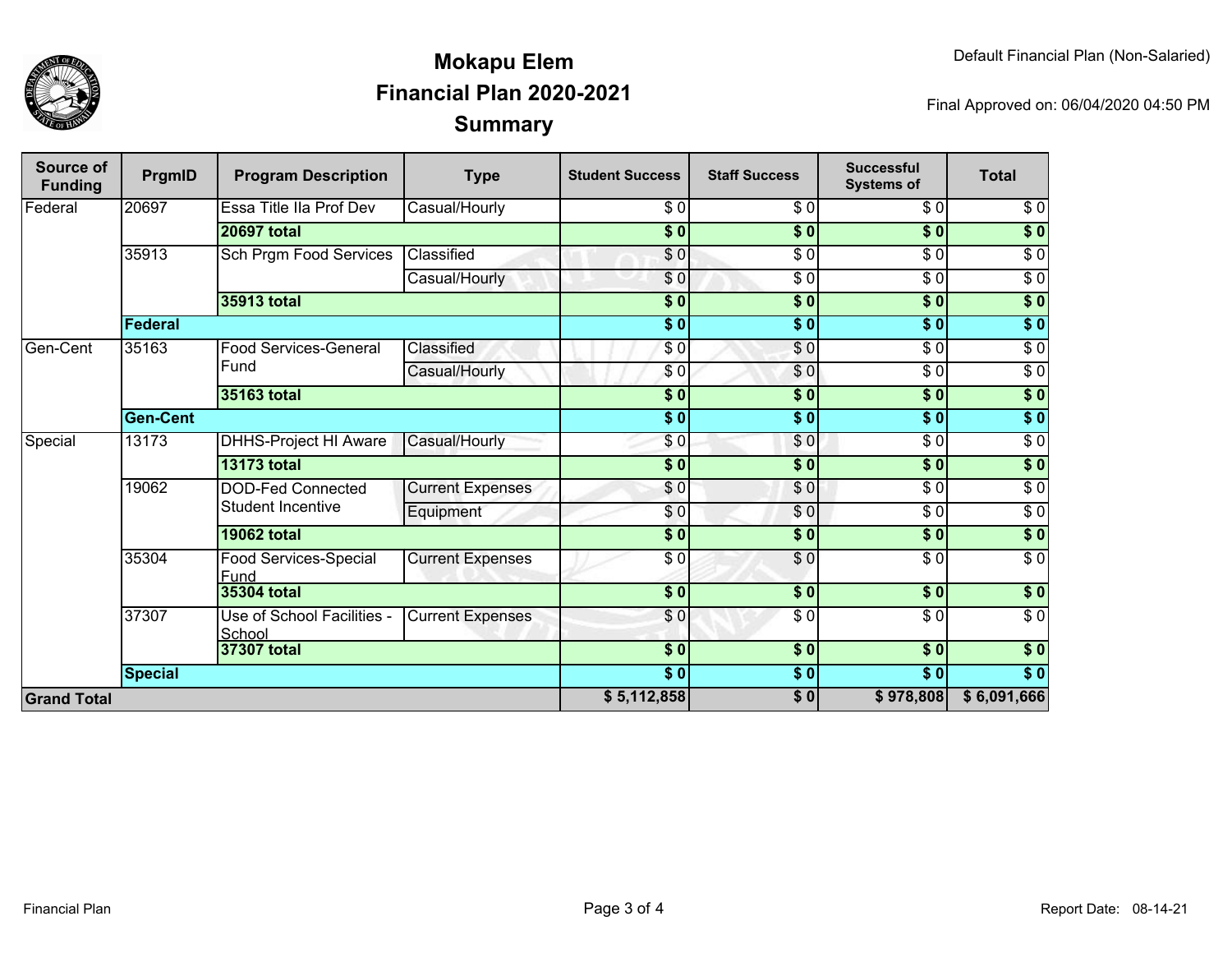# Mokapu Elem
## Financial Plan 2020-2021
## Summary

Default Financial Plan (Non-Salaried)

Final Approved on: 06/04/2020 04:50 PM

| Source of Funding | PrgmID | Program Description | Type | Student Success | Staff Success | Successful Systems of | Total |
|---|---|---|---|---|---|---|---|
| Federal | 20697 | Essa Title IIa Prof Dev | Casual/Hourly | $ 0 | $ 0 | $ 0 | $ 0 |
| | | **20697 total** | | **$ 0** | **$ 0** | **$ 0** | **$ 0** |
| | 35913 | Sch Prgm Food Services | Classified | $ 0 | $ 0 | $ 0 | $ 0 |
| | | | Casual/Hourly | $ 0 | $ 0 | $ 0 | $ 0 |
| | | **35913 total** | | **$ 0** | **$ 0** | **$ 0** | **$ 0** |
| | **Federal** | | | **$ 0** | **$ 0** | **$ 0** | **$ 0** |
| Gen-Cent | 35163 | Food Services-General Fund | Classified | $ 0 | $ 0 | $ 0 | $ 0 |
| | | | Casual/Hourly | $ 0 | $ 0 | $ 0 | $ 0 |
| | | **35163 total** | | **$ 0** | **$ 0** | **$ 0** | **$ 0** |
| | **Gen-Cent** | | | **$ 0** | **$ 0** | **$ 0** | **$ 0** |
| Special | 13173 | DHHS-Project HI Aware | Casual/Hourly | $ 0 | $ 0 | $ 0 | $ 0 |
| | | **13173 total** | | **$ 0** | **$ 0** | **$ 0** | **$ 0** |
| | 19062 | DOD-Fed Connected Student Incentive | Current Expenses | $ 0 | $ 0 | $ 0 | $ 0 |
| | | | Equipment | $ 0 | $ 0 | $ 0 | $ 0 |
| | | **19062 total** | | **$ 0** | **$ 0** | **$ 0** | **$ 0** |
| | 35304 | Food Services-Special Fund | Current Expenses | $ 0 | $ 0 | $ 0 | $ 0 |
| | | **35304 total** | | **$ 0** | **$ 0** | **$ 0** | **$ 0** |
| | 37307 | Use of School Facilities - School | Current Expenses | $ 0 | $ 0 | $ 0 | $ 0 |
| | | **37307 total** | | **$ 0** | **$ 0** | **$ 0** | **$ 0** |
| | **Special** | | | **$ 0** | **$ 0** | **$ 0** | **$ 0** |
| **Grand Total** | | | | **$ 5,112,858** | **$ 0** | **$ 978,808** | **$ 6,091,666** |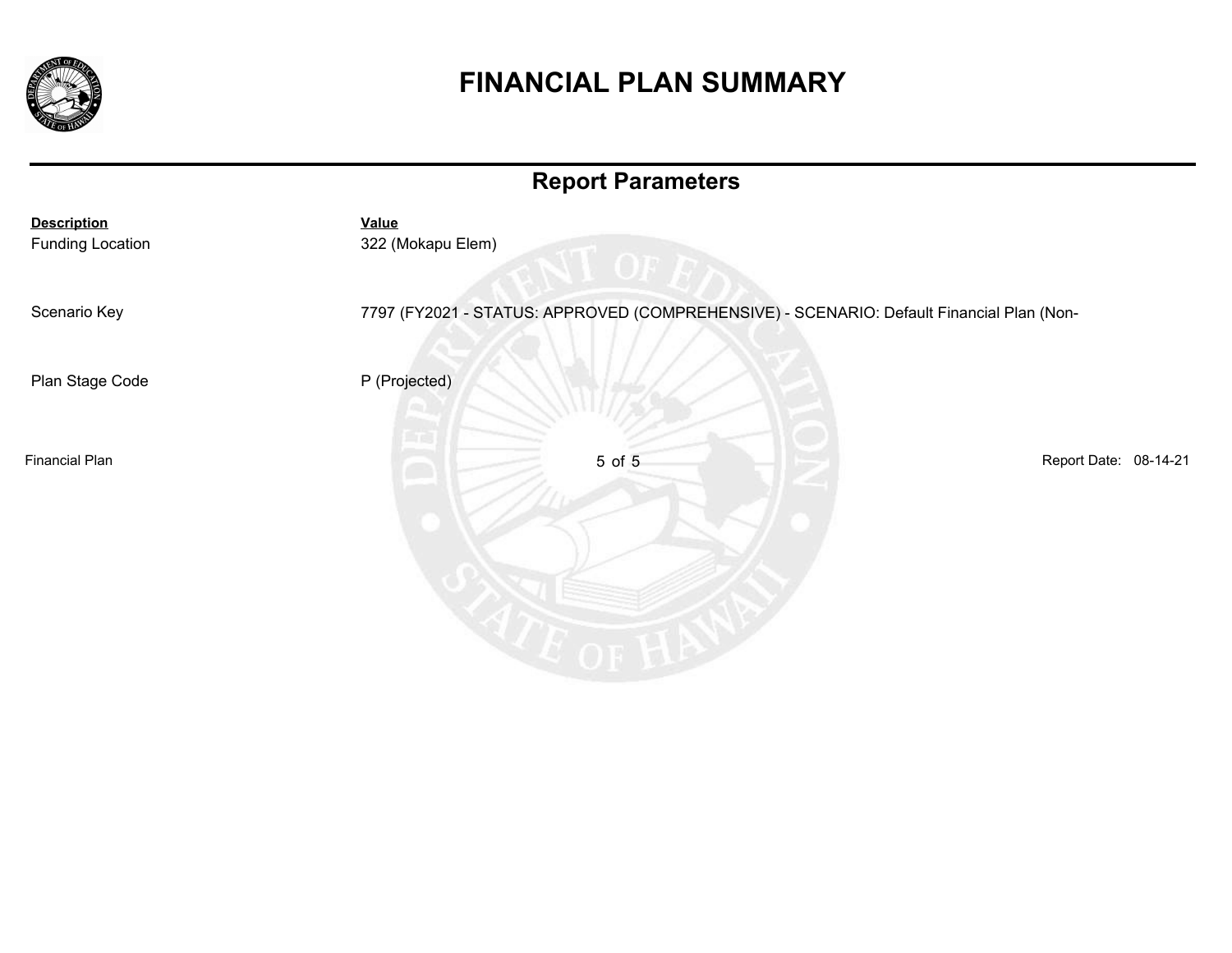# FINANCIAL PLAN SUMMARY

## Report Parameters

| Description | Value |
| --- | --- |
| Funding Location | 322 (Mokapu Elem) |
| Scenario Key | 7797 (FY2021 - STATUS: APPROVED (COMPREHENSIVE) - SCENARIO: Default Financial Plan (Non- |
| Plan Stage Code | P (Projected) |